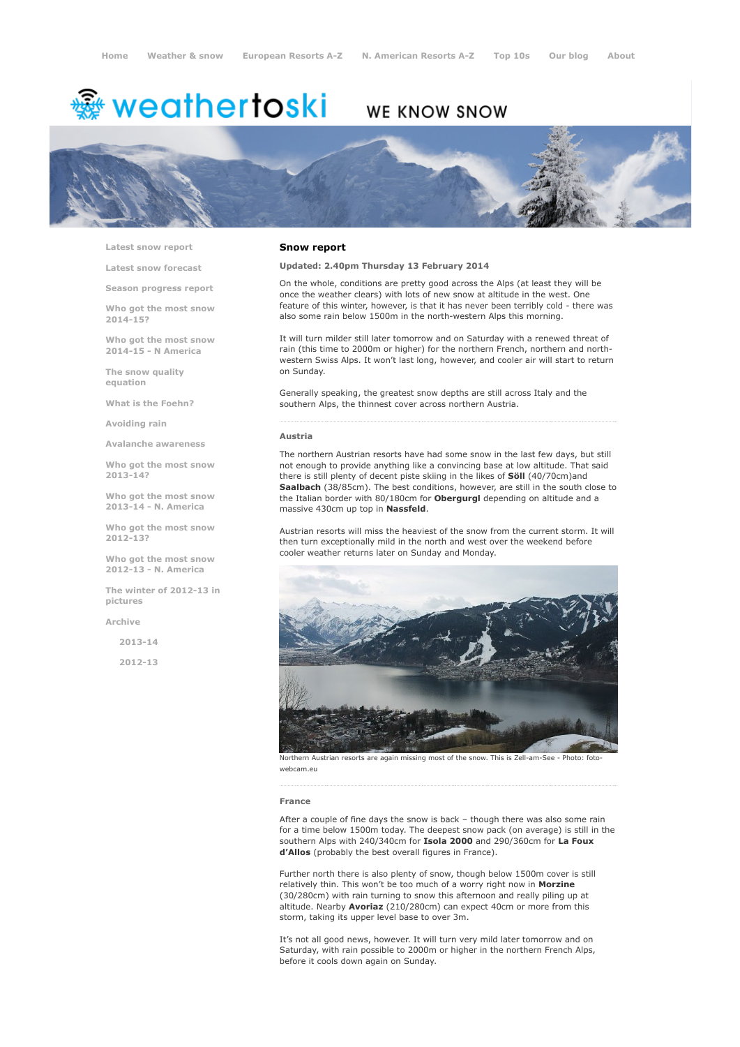Home   Weather & snow   European Resorts A-Z   N. American Resorts A-Z   Top 10s   Our blog   About

weathertoski WE KNOW SNOW

- Latest snow report
- Latest snow forecast
- Season progress report
- Who got the most snow 2014-15?
- Who got the most snow 2014-15 - N America
- The snow quality equation
- What is the Foehn?
- Avoiding rain
- Avalanche awareness
- Who got the most snow 2013-14?
- Who got the most snow 2013-14 - N. America
- Who got the most snow 2012-13?
- Who got the most snow 2012-13 - N. America
- The winter of 2012-13 in pictures
- Archive
  - 2013-14
  - 2012-13

## Snow report

**Updated: 2.40pm Thursday 13 February 2014**

On the whole, conditions are pretty good across the Alps (at least they will be once the weather clears) with lots of new snow at altitude in the west. One feature of this winter, however, is that it has never been terribly cold - there was also some rain below 1500m in the north-western Alps this morning.

It will turn milder still later tomorrow and on Saturday with a renewed threat of rain (this time to 2000m or higher) for the northern French, northern and north-western Swiss Alps. It won't last long, however, and cooler air will start to return on Sunday.

Generally speaking, the greatest snow depths are still across Italy and the southern Alps, the thinnest cover across northern Austria.

### Austria

The northern Austrian resorts have had some snow in the last few days, but still not enough to provide anything like a convincing base at low altitude. That said there is still plenty of decent piste skiing in the likes of **Söll** (40/70cm)and **Saalbach** (38/85cm). The best conditions, however, are still in the south close to the Italian border with 80/180cm for **Obergurgl** depending on altitude and a massive 430cm up top in **Nassfeld**.

Austrian resorts will miss the heaviest of the snow from the current storm. It will then turn exceptionally mild in the north and west over the weekend before cooler weather returns later on Sunday and Monday.

Northern Austrian resorts are again missing most of the snow. This is Zell-am-See - Photo: foto-webcam.eu

### France

After a couple of fine days the snow is back – though there was also some rain for a time below 1500m today. The deepest snow pack (on average) is still in the southern Alps with 240/340cm for **Isola 2000** and 290/360cm for **La Foux d'Allos** (probably the best overall figures in France).

Further north there is also plenty of snow, though below 1500m cover is still relatively thin. This won't be too much of a worry right now in **Morzine** (30/280cm) with rain turning to snow this afternoon and really piling up at altitude. Nearby **Avoriaz** (210/280cm) can expect 40cm or more from this storm, taking its upper level base to over 3m.

It's not all good news, however. It will turn very mild later tomorrow and on Saturday, with rain possible to 2000m or higher in the northern French Alps, before it cools down again on Sunday.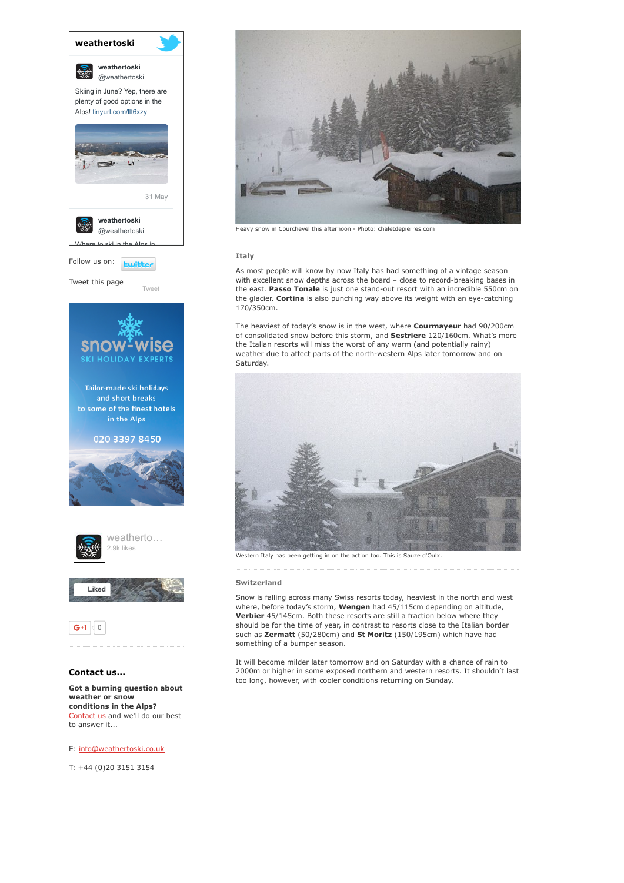Heavy snow in Courchevel this afternoon - Photo: chaletdepierres.com

### Italy

As most people will know by now Italy has had something of a vintage season with excellent snow depths across the board – close to record-breaking bases in the east. **Passo Tonale** is just one stand-out resort with an incredible 550cm on the glacier. **Cortina** is also punching way above its weight with an eye-catching 170/350cm.

The heaviest of today's snow is in the west, where **Courmayeur** had 90/200cm of consolidated snow before this storm, and **Sestriere** 120/160cm. What's more the Italian resorts will miss the worst of any warm (and potentially rainy) weather due to affect parts of the north-western Alps later tomorrow and on Saturday.

Western Italy has been getting in on the action too. This is Sauze d'Oulx.

### Switzerland

Snow is falling across many Swiss resorts today, heaviest in the north and west where, before today's storm, **Wengen** had 45/115cm depending on altitude, **Verbier** 45/145cm. Both these resorts are still a fraction below where they should be for the time of year, in contrast to resorts close to the Italian border such as **Zermatt** (50/280cm) and **St Moritz** (150/195cm) which have had something of a bumper season.

It will become milder later tomorrow and on Saturday with a chance of rain to 2000m or higher in some exposed northern and western resorts. It shouldn't last too long, however, with cooler conditions returning on Sunday.

---

**weathertoski**

weathertoski @weathertoski

Skiing in June? Yep, there are plenty of good options in the Alps! tinyurl.com/llt6xzy

31 May

weathertoski @weathertoski

Where to ski in the Alps in

Follow us on: twitter

Tweet this page

Tweet

snow-wise SKI HOLIDAY EXPERTS

Tailor-made ski holidays and short breaks to some of the finest hotels in the Alps

020 3397 8450

weatherto... 2.9k likes

Liked

G+1 0

### Contact us...

**Got a burning question about weather or snow conditions in the Alps?**
Contact us and we'll do our best to answer it...

E: info@weathertoski.co.uk

T: +44 (0)20 3151 3154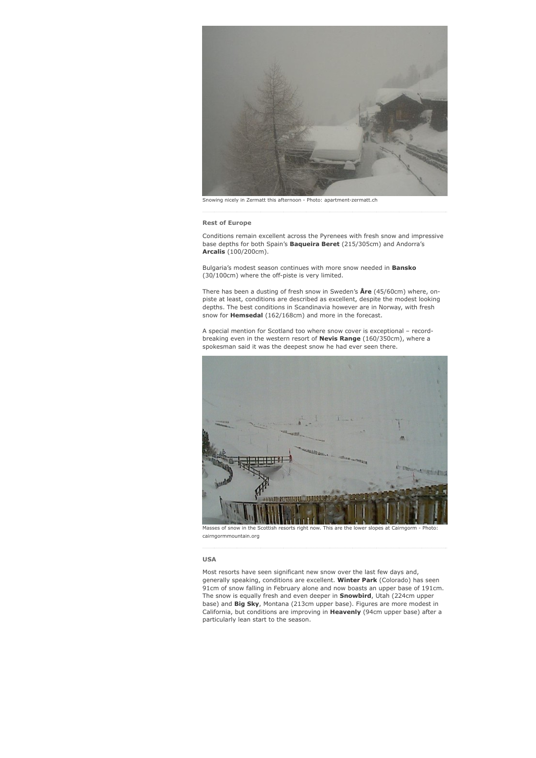Snowing nicely in Zermatt this afternoon - Photo: apartment-zermatt.ch

### Rest of Europe

Conditions remain excellent across the Pyrenees with fresh snow and impressive base depths for both Spain's **Baqueira Beret** (215/305cm) and Andorra's **Arcalis** (100/200cm).

Bulgaria's modest season continues with more snow needed in **Bansko** (30/100cm) where the off-piste is very limited.

There has been a dusting of fresh snow in Sweden's **Åre** (45/60cm) where, on-piste at least, conditions are described as excellent, despite the modest looking depths. The best conditions in Scandinavia however are in Norway, with fresh snow for **Hemsedal** (162/168cm) and more in the forecast.

A special mention for Scotland too where snow cover is exceptional – record-breaking even in the western resort of **Nevis Range** (160/350cm), where a spokesman said it was the deepest snow he had ever seen there.

Masses of snow in the Scottish resorts right now. This are the lower slopes at Cairngorm - Photo: cairngormmountain.org

### USA

Most resorts have seen significant new snow over the last few days and, generally speaking, conditions are excellent. **Winter Park** (Colorado) has seen 91cm of snow falling in February alone and now boasts an upper base of 191cm. The snow is equally fresh and even deeper in **Snowbird**, Utah (224cm upper base) and **Big Sky**, Montana (213cm upper base). Figures are more modest in California, but conditions are improving in **Heavenly** (94cm upper base) after a particularly lean start to the season.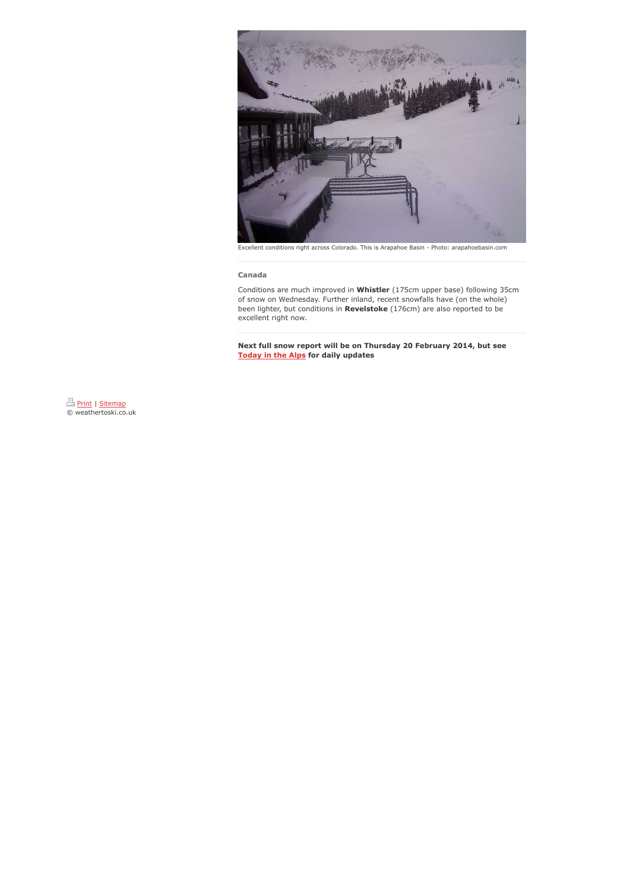Excellent conditions right across Colorado. This is Arapahoe Basin - Photo: arapahoebasin.com

### Canada

Conditions are much improved in **Whistler** (175cm upper base) following 35cm of snow on Wednesday. Further inland, recent snowfalls have (on the whole) been lighter, but conditions in **Revelstoke** (176cm) are also reported to be excellent right now.

**Next full snow report will be on Thursday 20 February 2014, but see Today in the Alps for daily updates**

Print | Sitemap
© weathertoski.co.uk